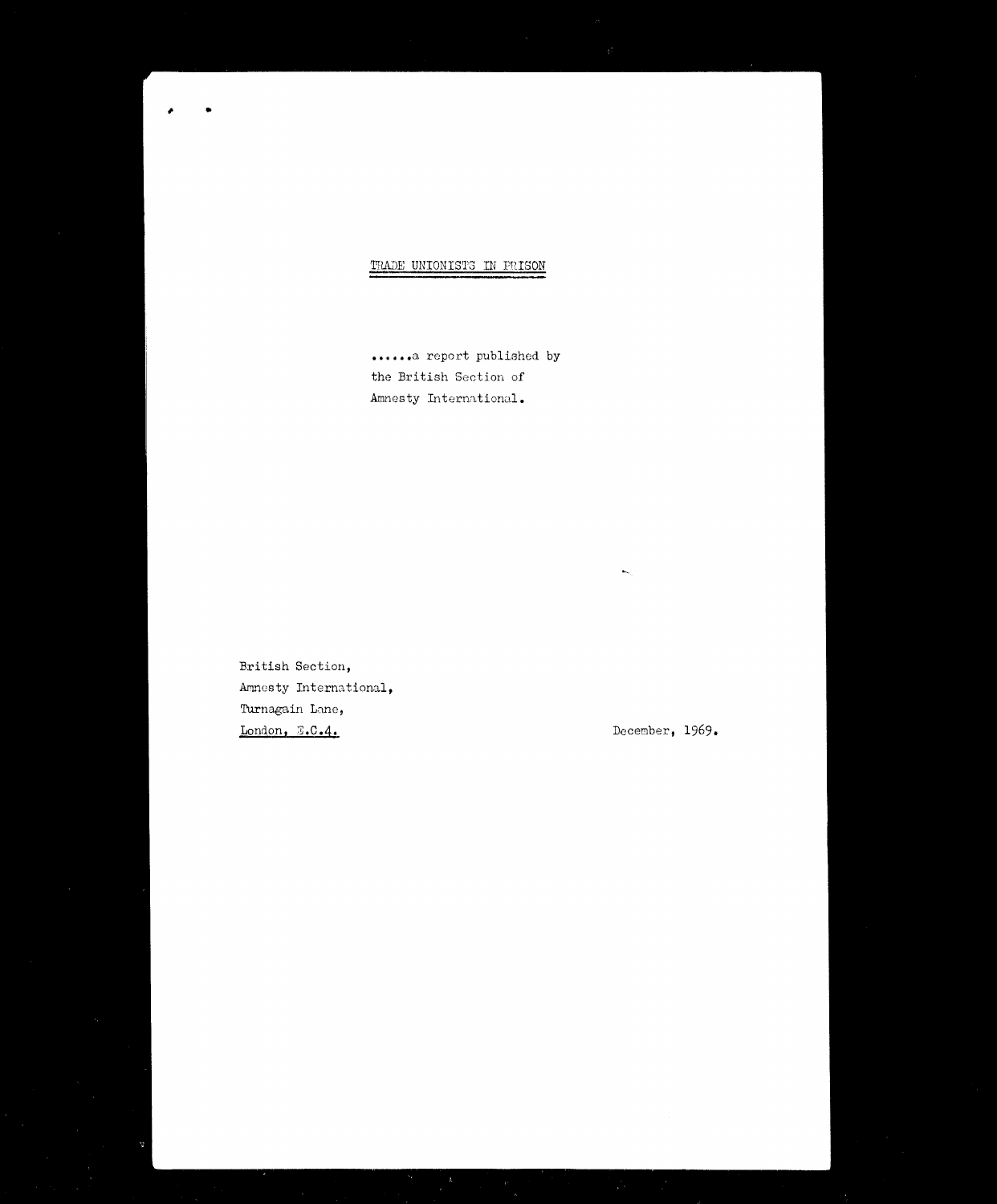# TRADE UNIONISTS IN PRISON

......a report published by
the British Section of
Amnesty International.

British Section,
Amnesty International,
Turnagain Lane,
London, E.C.4.

December, 1969.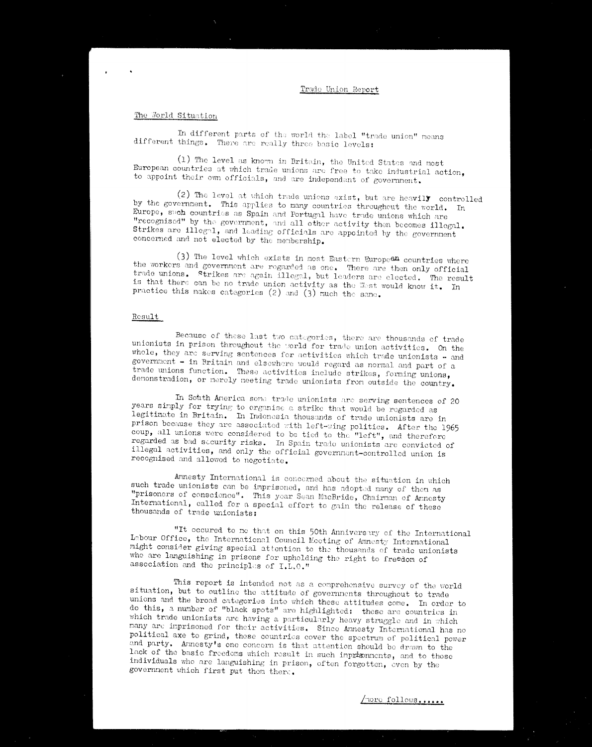Trade Union Report

The World Situation

In different parts of the world the label "trade union" means different things. There are really three basic levels:

(1) The level as known in Britain, the United States and most European countries at which trade unions are free to take industrial action, to appoint their own officials, and are independant of government.

(2) The level at which trade unions exist, but are heavily controlled by the government. This applies to many countries throughout the world. In Europe, such countries as Spain and Portugal have trade unions which are "recognised" by the government, and all other activity then becomes illegal. Strikes are illegal, and leading officials are appointed by the government concerned and not elected by the membership.

(3) The level which exists in most Eastern European countries where the workers and government are regarded as one. There are then only official trade unions. Strikes are again illegal, but leaders are elected. The result is that there can be no trade union activity as the West would know it. In practice this makes categories (2) and (3) much the same.

Result

Because of these last two categories, there are thousands of trade unionists in prison throughout the world for trade union activities. On the whole, they are serving sentences for activities which trade unionists - and government - in Britain and elsewhere would regard as normal and part of a trade unions function. These activities include strikes, forming unions, demonstradion, or merely meeting trade unionists from outside the country.

In Soth America some trade unionists are serving sentences of 20 years simply for trying to organise a strike that would be regarded as legitimate in Britain. In Indonesia thousands of trade unionists are in prison because they are associated with left-wing politics. After the 1965 coup, all unions were considered to be tied to the "left", and therefore regarded as bad security risks. In Spain trade unionists are convicted of illegal activities, and only the official government-controlled union is recognised and allowed to negotiate.

Amnesty International is concerned about the situation in which such trade unionists can be imprisoned, and has adopted many of them as "prisoners of conscience". This year Sean MacBride, Chairman of Amnesty International, called for a special effort to gain the release of these thousands of trade unionists:

"It occured to me that on this 50th Anniversary of the International Labour Office, the International Council Meeting of Amnesty International might consider giving special attention to the thousands of trade unionists who are languishing in prisons for upholding the right to freedom of association and the principles of I.L.O."

This report is intended not as a comprehensive survey of the world situation, but to outline the attitude of governments throughout to trade unions and the broad categories into which these attitudes come. In order to do this, a number of "black spots" are highlighted: these are countries in which trade unionists are having a particularly heavy struggle and in which many are imprisoned for their activities. Since Amnesty International has no political axe to grind, these countries cover the spectrum of political power and party. Amnesty's one concern is that attention should be drawn to the lack of the basic freedoms which result in such imprisonments, and to those individuals who are languishing in prison, often forgotten, even by the government which first put them there.

/more follows......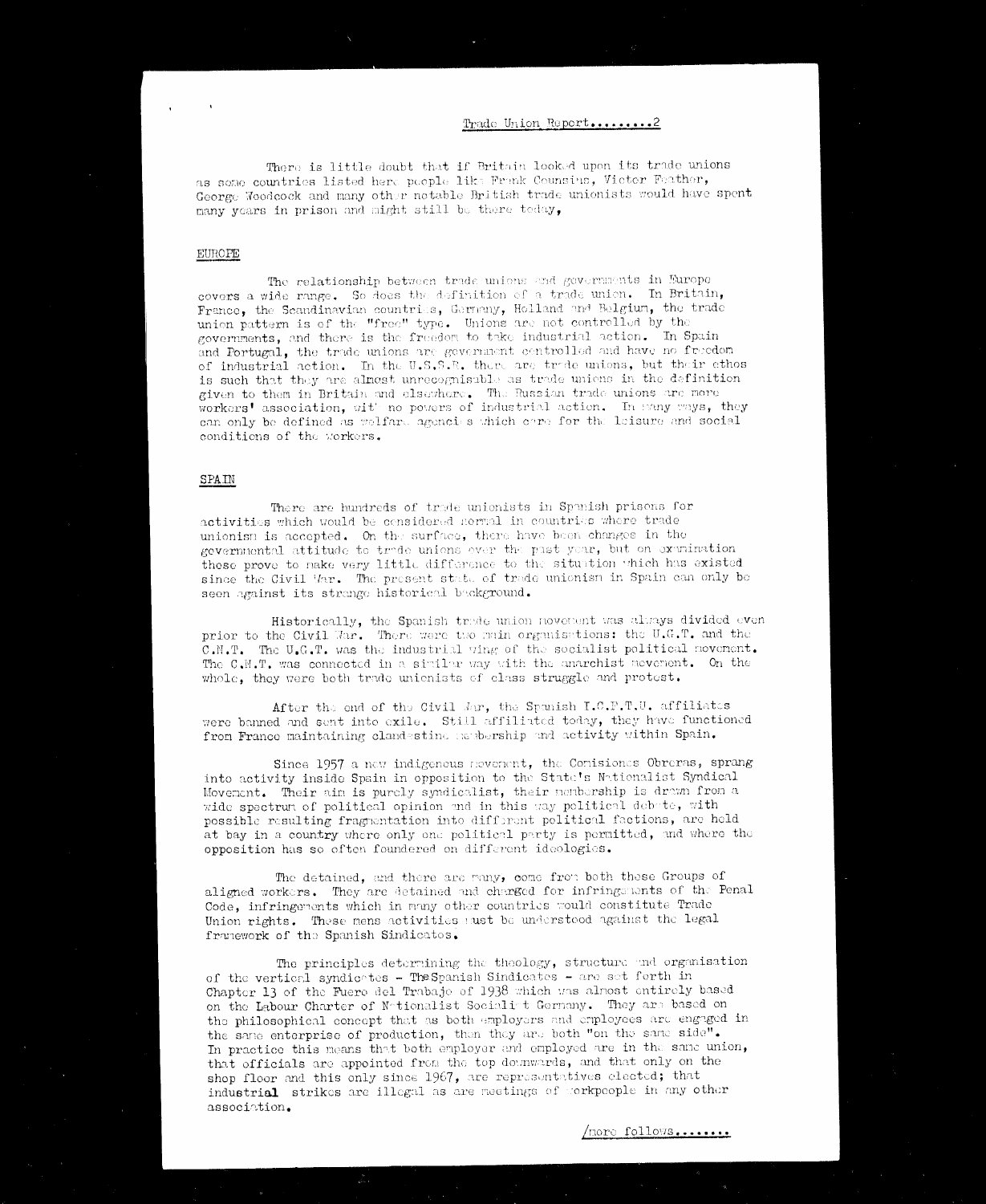There is little doubt that if Britain looked upon its trade unions as some countries listed here people like Frank Cousins, Victor Feather, George Woodcock and many other notable British trade unionists would have spent many years in prison and might still be there today,

## EUROPE

The relationship between trade unions and governments in Europe covers a wide range. So does the definition of a trade union. In Britain, France, the Scandinavian countries, Germany, Holland and Belgium, the trade union pattern is of the "free" type. Unions are not controlled by the governments, and there is the freedom to take industrial action. In Spain and Portugal, the trade unions are government controlled and have no freedom of industrial action. In the U.S.S.R. there are trade unions, but their ethos is such that they are almost unrecognisable as trade unions in the definition given to them in Britain and elsewhere. The Russian trade unions are more workers' association, with no powers of industrial action. In many ways, they can only be defined as welfare agencies which care for the leisure and social conditions of the workers.

## SPAIN

There are hundreds of trade unionists in Spanish prisons for activities which would be considered normal in countries where trade unionism is accepted. On the surface, there have been changes in the governmental attitude to trade unions over the past year, but on examination these prove to make very little difference to the situation which has existed since the Civil War. The present state of trade unionism in Spain can only be seen against its strange historical background.

Historically, the Spanish trade union movement was always divided even prior to the Civil War. There were two main organisations: the U.G.T. and the C.N.T. The U.G.T. was the industrial wing of the socialist political movement. The C.N.T. was connected in a similar way with the anarchist movement. On the whole, they were both trade unionists of class struggle and protest.

After the end of the Civil War, the Spanish I.C.F.T.U. affiliates were banned and sent into exile. Still affiliated today, they have functioned from France maintaining clandestine membership and activity within Spain.

Since 1957 a new indigenous movement, the Comisiones Obreras, sprang into activity inside Spain in opposition to the State's Nationalist Syndical Movement. Their aim is purely syndicalist, their membership is drawn from a wide spectrum of political opinion and in this way political debate, with possible resulting fragmentation into different political factions, are held at bay in a country where only one political party is permitted, and where the opposition has so often foundered on different ideologies.

The detained, and there are many, come from both these Groups of aligned workers. They are detained and charged for infringements of the Penal Code, infringements which in many other countries would constitute Trade Union rights. These mens activities must be understood against the legal framework of the Spanish Sindicatos.

The principles determining the theology, structure and organisation of the vertical syndicates - The Spanish Sindicatos - are set forth in Chapter 13 of the Fuero del Trabajo of 1938 which was almost entirely based on the Labour Charter of Nationalist Socialist Germany. They are based on the philosophical concept that as both employers and employees are engaged in the same enterprise of production, then they are both "on the same side". In practice this means that both employer and employed are in the same union, that officials are appointed from the top downwards, and that only on the shop floor and this only since 1967, are representatives elected; that industrial strikes are illegal as are meetings of workpeople in any other association.

/more follows........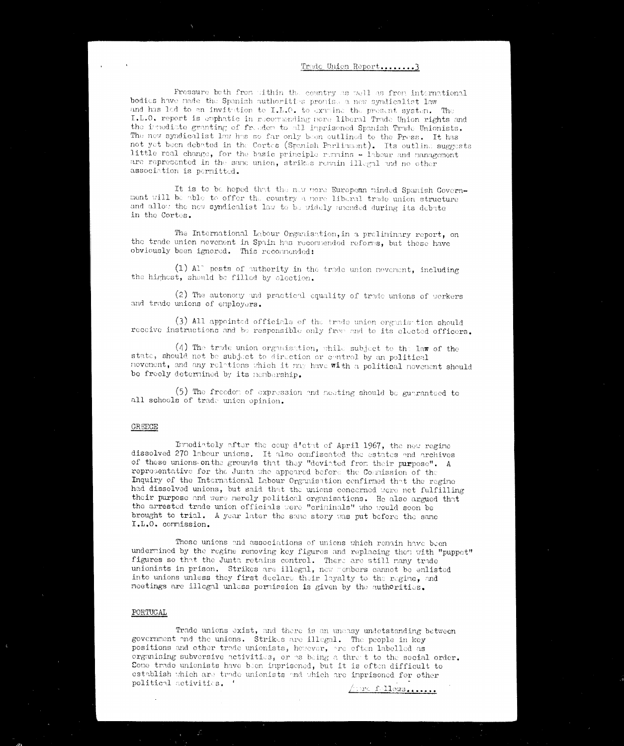Pressure both from within the country as well as from international bodies have made the Spanish authorities promise a new syndicalist law and has led to an invitation to I.L.O. to examine the present system. The I.L.O. report is emphatic in recommending more liberal Trade Union rights and the immediate granting of freedom to all imprisoned Spanish Trade Unionists. The new syndicalist law has so far only been outlined to the Press. It has not yet been debated in the Cortes (Spanish Parliament). Its outline suggests little real change, for the basic principle remains - labour and management are represented in the same union, strikes remain illegal and no other association is permitted.

It is to be hoped that the new more European minded Spanish Government will be able to offer the country a more liberal trade union structure and allow the new syndicalist law to be widely amended during its debate in the Cortes.

The International Labour Organisation, in a preliminary report, on the trade union movement in Spain has recommended reforms, but these have obviously been ignored. This recommended:

(1) All posts of authority in the trade union movement, including the highest, should be filled by election.

(2) The autonomy and practical equality of trade unions of workers and trade unions of employers.

(3) All appointed officials of the trade union organisation should receive instructions and be responsible only from and to its elected officers.

(4) The trade union organisation, while subject to the law of the state, should not be subject to direction or control by an political movement, and any relations which it may have with a political movement should be freely determined by its membership.

(5) The freedom of expression and meeting should be guaranteed to all schools of trade union opinion.

## GREECE

Immediately after the coup d'etat of April 1967, the new regime dissolved 270 labour unions. It also confiscated the estates and archives of these unions on the grounds that they "deviated from their purpose". A representative for the Junta who appeared before the Commission of the Inquiry of the International Labour Organisation confirmed that the regime had dissolved unions, but said that the unions concerned were not fulfilling their purpose and were merely political organisations. He also argued that the arrested trade union officials were "criminals" who would soon be brought to trial. A year later the same story was put before the same I.L.O. commission.

Those unions and associations of unions which remain have been undermined by the regime removing key figures and replacing them with "puppet" figures so that the Junta retains control. There are still many trade unionists in prison. Strikes are illegal, new members cannot be enlisted into unions unless they first declare their loyalty to the regime, and meetings are illegal unless permission is given by the authorities.

## PORTUGAL

Trade unions exist, and there is an uneasy undetstanding between government and the unions. Strikes are illegal. The people in key positions and other trade unionists, however, are often labelled as organising subversive activities, or as being a threat to the social order. Some trade unionists have been imprisoned, but it is often difficult to establish which are trade unionists and which are imprisoned for other political activities.

/more follows......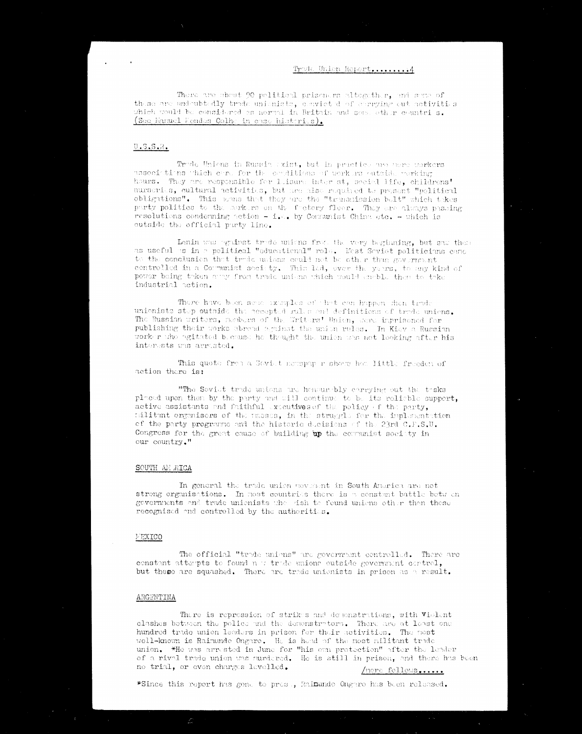There are about 90 political prisoners altogether, and some of these are undoubtedly trade unionists, convicted of carrying out activities which would be considered as normal in Britain and some other countries. (See Manuel Mendes Colho in case histories).

## U.S.S.R.

Trade Unions in Russia exist, but in practice are mere workers associations which care for the conditions of workers outside working hours. They are responsible for leisure interest, social life, childrens' nurseries, cultural activities, but are also required to present "political obligations". This means that they are the "transmission belt" which takes party politics to the workers on the factory floor. They are always passing resolutions condemning action - i.e. by Communist China etc. - which is outside the official party line.

Lenin was against trade unions from the very beginning, but saw them as useful as in a political "educational" role. Most Soviet politicians came to the conclusion that trade unions could not be other than government controlled in a Communist society. This led, over the years, to any kind of power being taken away from trade unions which would enable them to take industrial action.

There have been some examples of what can happen when trade unionists step outside the accepted rules and definitions of trade unions. The Russian writers, members of the Writers' Union, were imprisoned for publishing their works abroad against the union rules. In Kiev a Russian worker who agitated because he thought the union was not looking after his interests was arrested.

This quote from a Soviet newspaper shows how little freedom of action there is:

"The Soviet trade unions are honourably carrying out the tasks placed upon them by the party and will continue to be its reliable support, active assistants and faithful executives of the policy of the party, militant organisers of the masses, in the struggle for the implementation of the party programme and the historic decisions of the 23rd C.P.S.U. Congress for the great cause of building up the communist society in our country."

## SOUTH AMERICA

In general the trade union movement in South America are not strong organisations. In most countries there is a constant battle between governments and trade unionists who wish to found unions other than those recognised and controlled by the authorities.

## MEXICO

The official "trade unions" are government controlled. There are constant attempts to found new trade unions outside government control, but these are squashed. There are trade unionists in prison as a result.

## ARGENTINA

There is repression of strikes and demonstrations, with violent clashes between the police and the demonstrators. There are at least one hundred trade union leaders in prison for their activities. The most well-known is Raimundo Ongaro. He is head of the most militant trade union. *He was arrested in June for "his own protection" after the leader of a rival trade union was murdered. He is still in prison, and there has been no trial, or even charges levelled.

/more follows......

*Since this report has gone to press, Raimundo Ongaro has been released.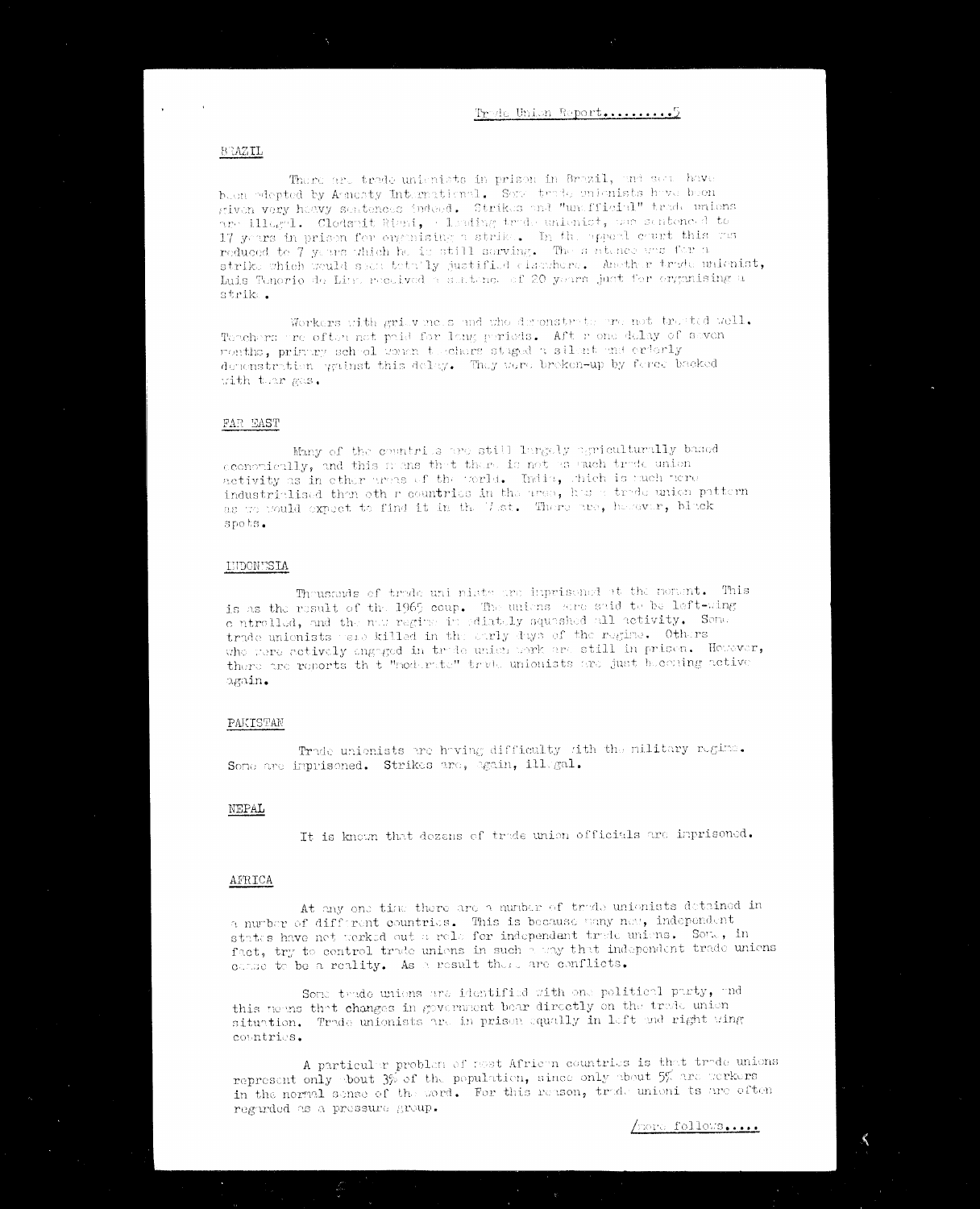## BRAZIL

There are trade unionists in prison in Brazil, and some have been adopted by Amnesty International. Some trade unionists have been given very heavy sentences indeed. Strikes and "unofficial" trade unions are illegal. Clodsmit Riani, a leading trade unionist, was sentenced to 17 years in prison for organising a strike. In the appeal court this was reduced to 7 years which he is still serving. The sentence was for a strike which would seem totally justified elsewhere. Another trade unionist, Luis Tenorio de Lima received a sentence of 20 years just for organising a strike.

Workers with grievances and who demonstrate are not treated well. Teachers are often not paid for long periods. After one delay of seven months, primary school women teachers staged a silent and orderly demonstration against this delay. They were broken-up by force backed with tear gas.

## FAR EAST

Many of the countries are still largely agriculturally based economically, and this means that there is not as much trade union activity as in other areas of the world. India, which is much more industrialised than other countries in the area, has a trade union pattern as we would expect to find it in the West. There are, however, black spots.

## INDONESIA

Thousands of trade unionists are imprisoned at the moment. This is as the result of the 1965 coup. The unions were said to be left-wing controlled, and the new regime immediately squashed all activity. Some trade unionists were killed in the early days of the regime. Others who were actively engaged in trade union work are still in prison. However, there are reports that "moderate" trade unionists are just becoming active again.

## PAKISTAN

Trade unionists are having difficulty with the military regime. Some are imprisoned. Strikes are, again, illegal.

## NEPAL

It is known that dozens of trade union officials are imprisoned.

## AFRICA

At any one time there are a number of trade unionists detained in a number of different countries. This is because many new, independent states have not worked out a role for independent trade unions. Some, in fact, try to control trade unions in such a way that independent trade unions cease to be a reality. As a result there are conflicts.

Some trade unions are identified with one political party, and this means that changes in government bear directly on the trade union situation. Trade unionists are in prison equally in left and right wing countries.

A particular problem of most African countries is that trade unions represent only about 3% of the population, since only about 5% are workers in the normal sense of the word. For this reason, trade unionists are often regarded as a pressure group.

/more follows.....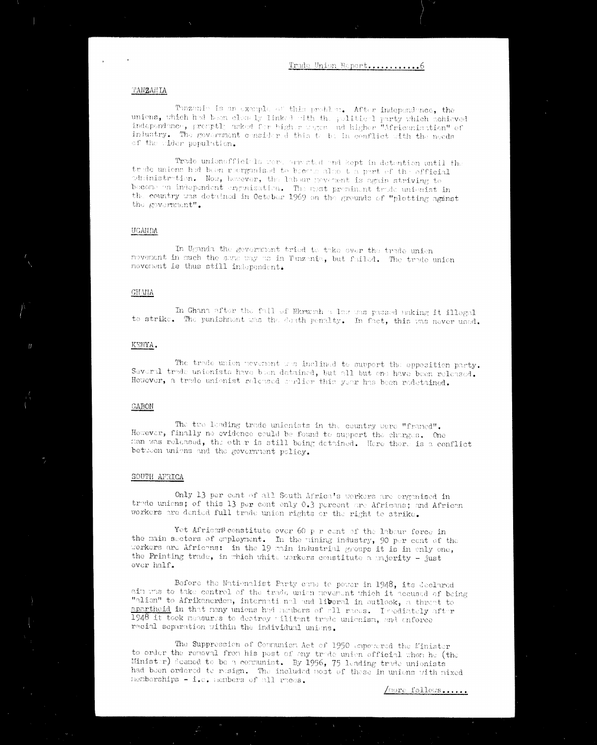## TANZANIA

Tanzania is an example of this problem. After independence, the unions, which had been closely linked with the political party which achieved independence, promptly asked for higher wages and higher "Africanisation" of industry. The government considered this to be in conflict with the needs of the wider population.

Trade union officials were arrested and kept in detention until the trade unions had been reorganised to become also a part of the official administration. Now, however, the labour movement is again striving to become an independent organisation. The most prominent trade unionist in the country was detained in October 1969 on the grounds of "plotting aginst the government".

## UGANDA

In Uganda the government tried to take over the trade union movement in much the same way as in Tanzania, but failed. The trade union movement is thus still independent.

## GHANA

In Ghana after the fall of Nkrumah a law was passed making it illegal to strike. The punishment was the death penalty. In fact, this was never used.

## KENYA.

The trade union movement was inclined to support the opposition party. Several trade unionists have been detained, but all but one have been released. However, a trade unionist released earlier this year has been redetained.

## GABON

The two leading trade unionists in the country were "framed". However, finally no evidence could be found to support the charges. One man was released, the other is still being detained. Here there is a conflict between unions and the government policy.

## SOUTH AFRICA

Only 13 per cent of all South Africa's workers are organised in trade unions; of this 13 per cent only 0.3 percent are Africans; and African workers are denied full trade union rights or the right to strike.

Yet Africans constitute over 60 per cent of the labour force in the main sectors of employment. In the mining industry, 90 per cent of the workers are Africans: in the 19 main industrial groups it is in only one, the Printing trade, in which white workers constitute a majority - just over half.

Before the Nationalist Party came to power in 1948, its declared aim was to take control of the trade union movement which it accused of being "alien" to Afrikanerdom, international and liberal in outlook, a threat to apartheid in that many unions had members of all races. Immediately after 1948 it took measures to destroy militant trade unionism, and enforce racial separation within the individual unions.

The Suppression of Communism Act of 1950 empowered the Minister to order the removal from his post of any trade union official whom he (the Minister) deemed to be a communist. By 1956, 75 leading trade unionists had been ordered to resign. The included most of these in unions with mixed memberships - i.e. members of all races.

/more follows......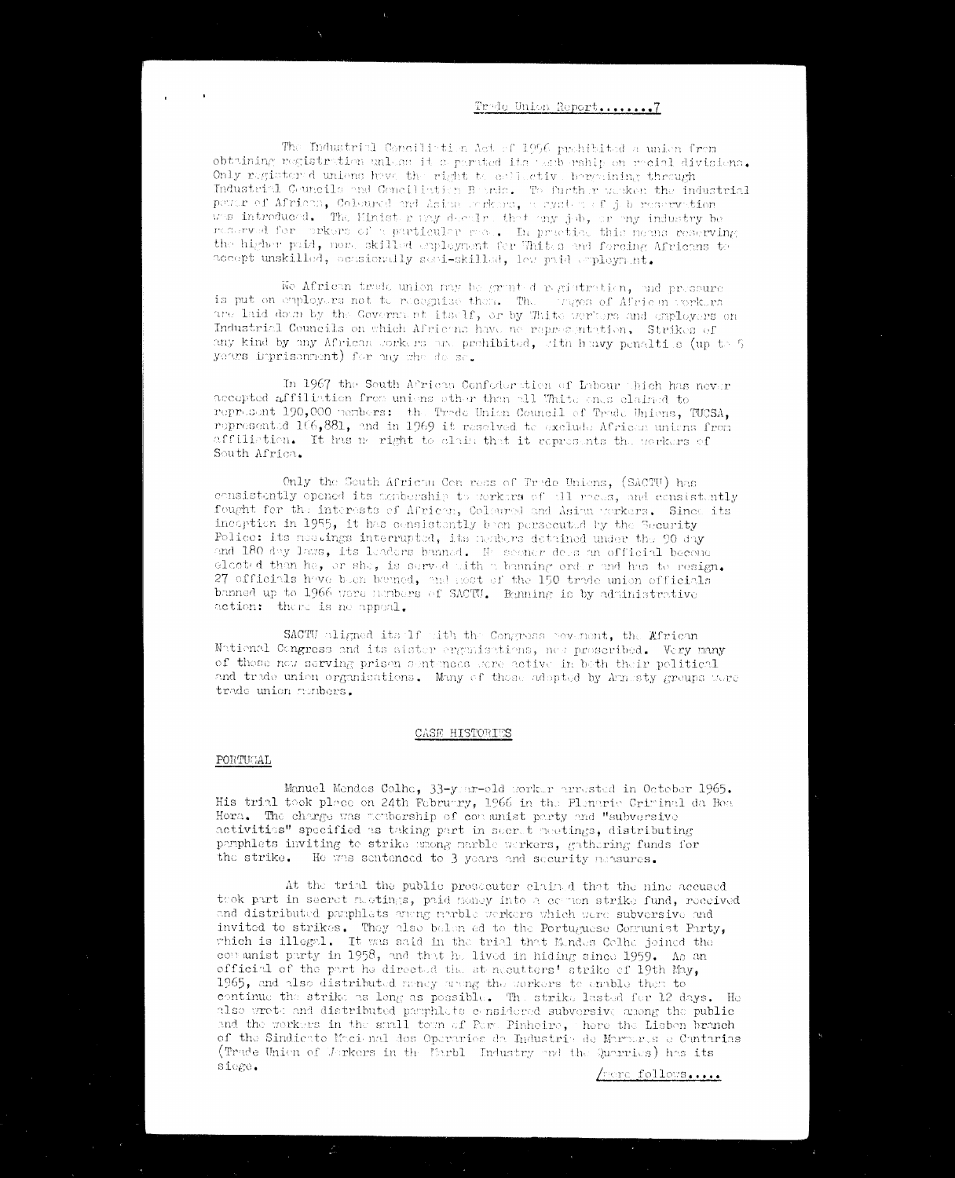The Industrial Conciliation Act of 1956 prohibited a union from obtaining registration unless it separated its membership on racial divisions. Only registered unions have the right to collective bargaining through Industrial Councils and Conciliation Boards. To further weaken the industrial power of African, Coloured and Asian workers, a system of job reservation was introduced. The Minister may declare that any job, or any industry be reserved for workers of a particular race. In practice this means reserving the higher paid, more skilled employment for Whites and forcing Africans to accept unskilled, occasionally semi-skilled, low paid employment.

No African trade union may be granted registration, and pressure is put on employers not to recognise them. The wages of African workers are laid down by the Government itself, or by White workers and employers on Industrial Councils on which Africans have no representation. Strikes of any kind by any African workers are prohibited, with heavy penalties (up to 3 years imprisonment) for any who do so.

In 1967 the South African Confederation of Labour which has never accepted affiliation from unions other than all White ones claimed to represent 190,000 members: the Trade Union Council of Trade Unions, TUCSA, represented 166,881, and in 1969 it resolved to exclude African unions from affiliation. It has no right to claim that it represents the workers of South Africa.

Only the South African Congress of Trade Unions, (SACTU) has consistently opened its membership to workers of all races, and consistently fought for the interests of African, Coloured and Asian workers. Since its inception in 1955, it has consistently been persecuted by the Security Police: its meetings interrupted, its members detained under the 90 day and 180 day laws, its leaders banned. No sooner does an official become elected than he, or she, is served with a banning order and has to resign. 27 officials have been banned, and most of the 150 trade union officials banned up to 1966 were members of SACTU. Banning is by administrative action: there is no appeal.

SACTU aligned itself with the Congress movement, the African National Congress and its sister organisations, now proscribed. Very many of those now serving prison sentences were active in both their political and trade union organisations. Many of those adopted by Amnesty groups were trade union members.

## CASE HISTORIES

### PORTUGAL

Manuel Mendes Colhe, 33-year-old worker arrested in October 1965. His trial took place on 24th February, 1966 in the Plenario Criminal da Boa Hora. The charge was membership of communist party and "subversive activities" specified as taking part in secret meetings, distributing pamphlets inviting to strike among marble workers, gathering funds for the strike. He was sentenced to 3 years and security measures.

At the trial the public prosecutor claimed that the nine accused took part in secret meetings, paid money into a common strike fund, received and distributed pamphlets among marble workers which were subversive and invited to strikes. They also belonged to the Portuguese Communist Party, which is illegal. It was said in the trial that Mendes Colhe joined the communist party in 1958, and that he lived in hiding since 1959. As an official of the part he directed the stonecutters' strike of 19th May, 1965, and also distributed money among the workers to enable them to continue the strike as long as possible. The strike lasted for 12 days. He also wrote and distributed pamphlets considered subversive among the public and the workers in the small town of Pero Pinheiro, where the Lisbon branch of the Sindicato Nacional dos Operarios da Industria de Marmores e Cantarias (Trade Union of Workers in the Marble Industry and the Quarries) has its siege.

/more follows.....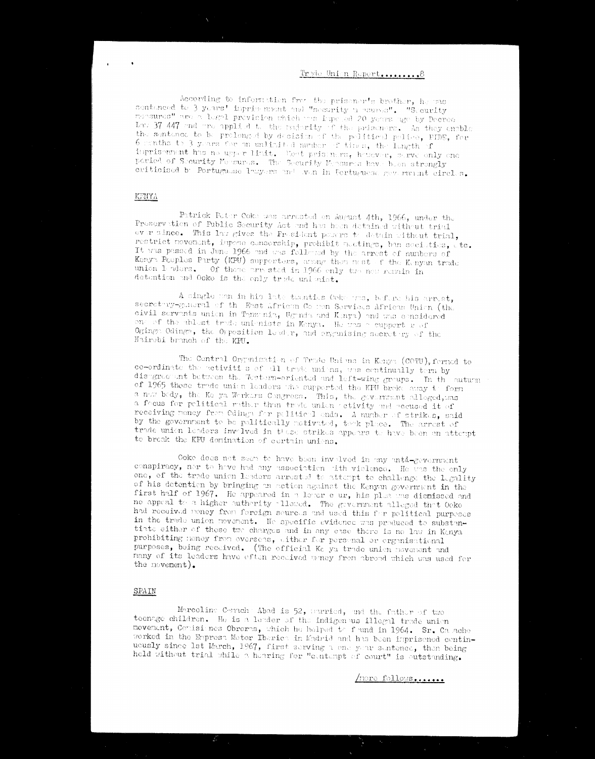According to information from the prisoner's brother, he was sentenced to 3 years' imprisonment and "Security measures". "Security measures" are a legal provision which was imposed 20 years ago by Decree Law 37 447 and are applied to the majority of the prisoners. As they enable the sentence to be prolonged by decision of the political police, PIDE, for 6 months to 3 years for an unlimited number of times, the length of imprisonment has no upper limit. Most prisoners, however, serve only one period of Security Measures. The Security Measures have been strongly criticised by Portuguese lawyers and even in Portuguese government circles.

## KENYA

Patrick Peter Ooko was arrested on August 4th, 1966, under the Preservation of Public Security Act and has been detained without trial ever since. This law gives the President powers to detain without trial, restrict movement, impose censorship, prohibit meetings, ban societies, etc. It was passed in June 1966 and was followed by the arrest of numbers of Kenya Peoples Party (KPU) supporters, among them most of the Kenyan trade union leaders. Of those arrested in 1966 only two now remain in detention and Ooko is the only trade unionist.

A single man in his late twenties Ooko was, before his arrest, secretary-general of the East African Common Services African Union (the civil servants union in Tanzania, Uganda and Kenya) and was considered one of the ablest trade unionists in Kenya. He was a supporter of Oginga Odinga, the Opposition leader, and organising secretary of the Nairobi branch of the KPU.

The Central Organisation of Trade Unions in Kenya (COTU), formed to co-ordinate the activities of all trade unions, was continually torn by disagreement between the Western-oriented and left-wing groups. In the autumn of 1965 those trade union leaders who supported the KPU broke away to form a new body, the Kenya Workers Congress. This, the government alleged, was a focus for political rather than trade union activity and accused it of receiving money from Odinga for political ends. A number of strikes, said by the government to be politically motivated, took place. The arrest of trade union leaders involved in these strikes appears to have been an attempt to break the KPU domination of certain unions.

Ooko does not seem to have been involved in any anti-government conspiracy, nor to have had any association with violence. He was the only one, of the trade union leaders arrested to attempt to challenge the legality of his detention by bringing an action against the Kenyan government in the first half of 1967. He appeared in a lower court, his plea was dismissed and no appeal to a higher authority allowed. The government alleged that Ooko had received money from foreign sources and used this for political purposes in the trade union movement. No specific evidence was produced to substantiate either of these two charges and in any case there is no law in Kenya prohibiting money from overseas, either for personal or organisational purposes, being received. (The official Kenya trade union movement and many of its leaders have often received money from abroad which was used for the movement).

## SPAIN

Marcelino Camacho Abad is 52, married, and the father of two teenage children. He is a leader of the indigenous illegal trade union movement, Comisiones Obreras, which he helped to found in 1964. Sr. Camacho worked in the Empresa Motor Iberica in Madrid and has been imprisoned continuously since 1st March, 1967, first serving a one year sentence, then being held without trial while a hearing for "contempt of court" is outstanding.

/more follows.......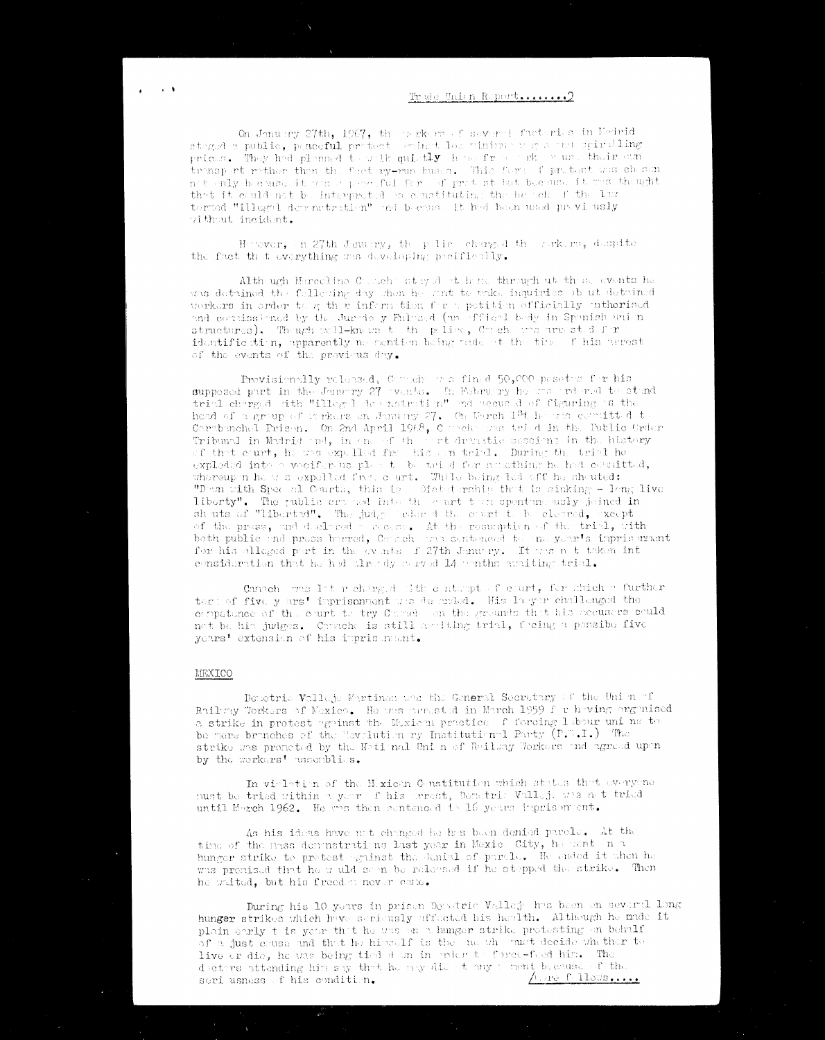On January 27th, 1967, the workers of several factories in Madrid staged a public, peaceful protest against low minimum wages and spiralling prices. They had planned to walk quietly home from work or use their own transport rather than the factory-run buses. This form of protest was chosen not only because it was a peaceful form of protest but because it was thought that it could not be interpreted as constituting the breach of the law termed "illegal demonstration" and because it had been used previously without incident.

However, on 27th January, the police charged the workers, despite the fact that everything was developing pacifically.

Although Marcelino Camacho stayed at home throughout these events he was detained the following day when he went to make inquiries about detained workers in order to gather information for a petition officially authorised and commissioned by the Jurado y Fulcoid (an official body in Spanish union structures). Though well-known to the police, Camacho was arrested for identification, apparently no mention being made at the time of his arrest of the events of the previous day.

Provisionally released, Camacho was fined 50,000 pesetas for his supposed part in the January 27 events. In February he was ordered to stand trial charged with "illegal demonstration" and accused of figuring as the head of a group of workers on January 27. On March 1st he was committed to Carabanchel Prison. On 2nd April 1968, Camacho was tried in the Public Order Tribunal in Madrid and, in one of the most dramatic sessions in the history of that court, he was expelled from his own trial. During the trial he exploded into a vociferous plea to be tried for something he had committed, whereupon he was expelled from court. While being led off he shouted: "Down with Special Courts, this is a Dictatorship that is sinking - long live liberty". The public crowded into the court then spontaneously joined in shouts of "liberty". The judge ordered the court to be cleared, except of the press, and declared a recess. At the resumption of the trial, with both public and press barred, Camacho was sentenced to one year's imprisonment for his alleged part in the events of 27th January. It was not taken into consideration that he had already served 14 months awaiting trial.

Camacho was later charged with contempt of court, for which a further term of five years' imprisonment was demanded. His lawyer challenged the competence of the court to try Camacho on the grounds that his accusers could not be his judges. Camacho is still awaiting trial, facing a possible five years' extension of his imprisonment.

## MEXICO

Demetrio Vallejo Martinez was the General Secretary of the Union of Railway Workers of Mexico. He was arrested in March 1959 for having organised a strike in protest against the Mexican practice of forcing labour unions to be mere branches of the Revolutionary Institutional Party (P.R.I.) The strike was promoted by the National Union of Railway Workers and agreed upon by the workers' assemblies.

In violation of the Mexican Constitution which states that everyone must be tried within a year of his arrest, Demetrio Vallejo was not tried until March 1962. He was then sentenced to 16 years imprisonment.

As his ideas have not changed he has been denied parole. At the time of the mass demonstrations last year in Mexico City, he went on a hunger strike to protest against the denial of parole. He ended it when he was promised that he would soon be released if he stopped the strike. Then he waited, but his freedom never came.

During his 10 years in prison Demetrio Vallejo has been on several long hunger strikes which have seriously affected his health. Although he made it plain early this year that he was on a hunger strike protesting on behalf of a just cause and that he himself is the one who must decide whether to live or die, he was being tied down in order to force-feed him. The doctors attending him say that he may die at any moment because of the seriousness of his condition.

/more follows.....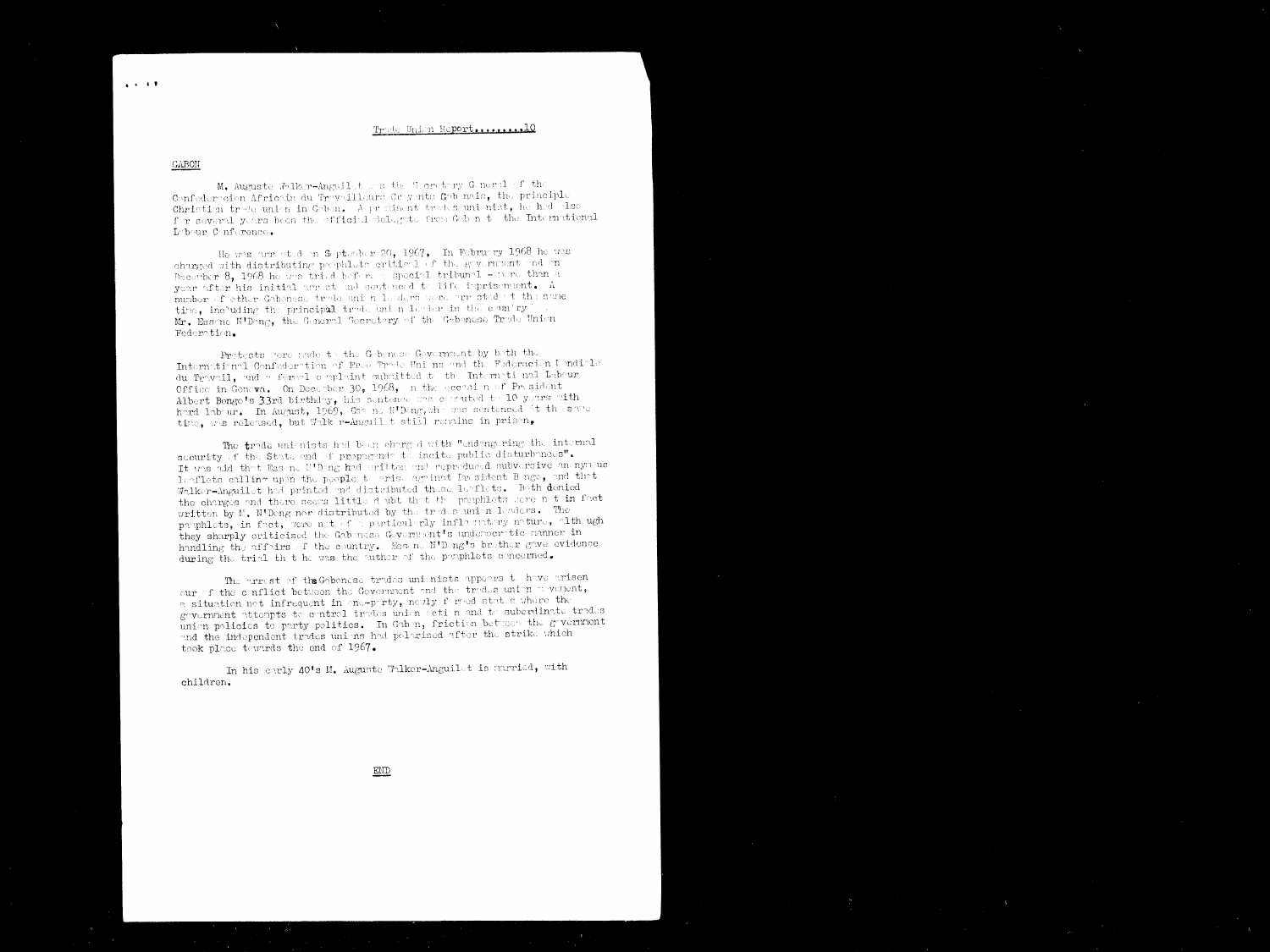GABON

M. Auguste Walker-Anguilet was the Secretary General of the Confederacion Africain du Travailleurs Croyants Gabonais, the principle Christian trade union in Gabon. A prominent trades unionist, he had also for several years been the official delegate from Gabon to the International Labour Conference.

He was arrested on September 20, 1967. In February 1968 he was charged with distributing pamphlets critical of the government and on December 8, 1968 he was tried before a special tribunal - more than a year after his initial arrest and sentenced to life imprisonment. A number of other Gabonese trade union leaders were arrested at the same time, including the principal trade union leader in the country - Mr. Essone N'Dong, the General Secretary of the Gabonese Trade Union Federation.

Protests were made to the Gabonese Government by both the International Confederation of Free Trade Unions and the Federacion Mondiale du Travail, and a formal complaint submitted to the International Labour Office in Geneva. On December 30, 1968, on the occasion of President Albert Bongo's 33rd birthday, his sentence was commuted to 10 years with hard labour. In August, 1969, Essone N'Dong, who was sentenced at the same time, was released, but Walker-Anguilet still remains in prison.

The trade unionists had been charged with "endangering the internal security of the State and of propaganda to incite public disturbances". It was said that Essone N'Dong had written and reproduced subversive anonymous leaflets calling upon the people to arise against President Bongo, and that Walker-Anguilet had printed and distributed these leaflets. Both denied the charges and there seems little doubt that the pamphlets were not in fact written by M. N'Dong nor distributed by the trades union leaders. The pamphlets, in fact, were not of a particularly inflammatory nature, although they sharply criticised the Gabonese Government's undemocratic manner in handling the affairs of the country. Essone N'Dong's brother gave evidence during the trial that he was the author of the pamphlets concerned.

The arrest of the Gabonese trades unionists appears to have arisen our of the conflict between the Government and the trades union movement, a situation not infrequent in one-party, newly formed states where the government attempts to control trades union action and to subordinate trades union policies to party politics. In Gabon, friction between the government and the independent trades unions had polarised after the strike which took place towards the end of 1967.

In his early 40's M. Auguste Walker-Anguilet is married, with children.

END